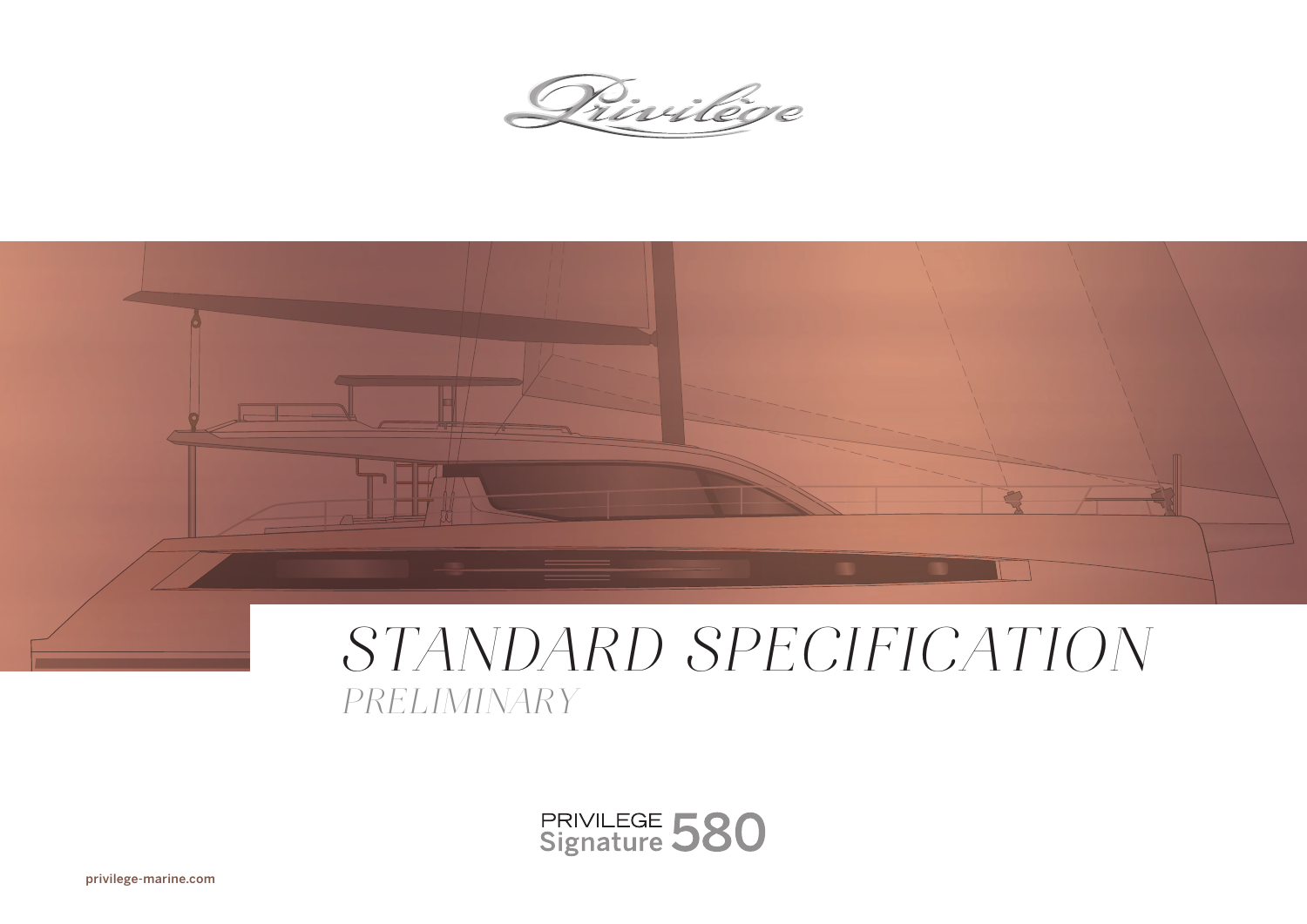Privilège

# STANDARD SPECIFICATION

*PRELIMINARY*

PRIVILEGE Signature 580

privilege-marine.com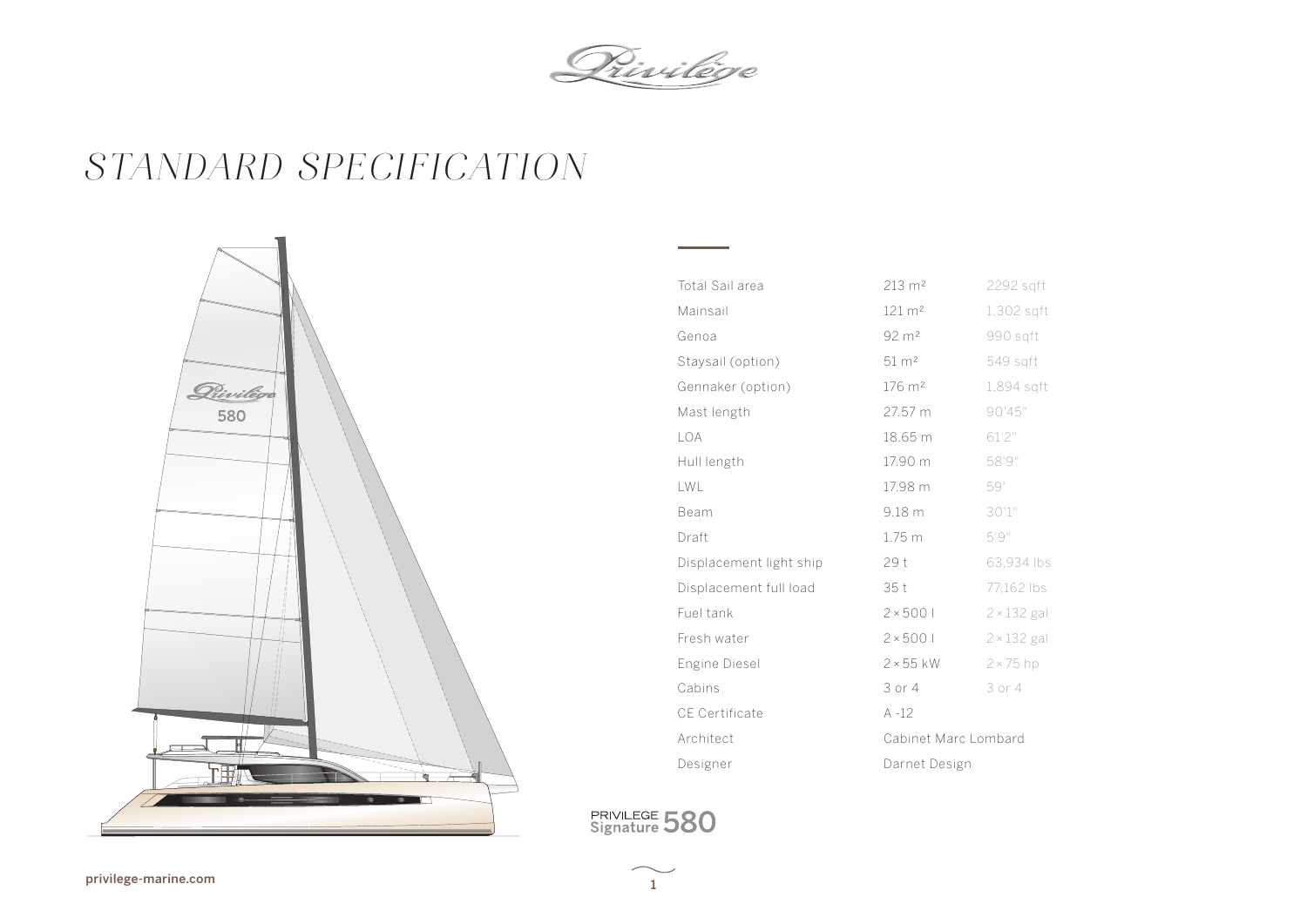# STANDARD SPECIFICATION

| | | |
|---|---|---|
| Total Sail area | 213 m² | 2292 sqft |
| Mainsail | 121 m² | 1,302 sqft |
| Genoa | 92 m² | 990 sqft |
| Staysail (option) | 51 m² | 549 sqft |
| Gennaker (option) | 176 m² | 1,894 sqft |
| Mast length | 27.57 m | 90'45" |
| LOA | 18.65 m | 61'2" |
| Hull length | 17.90 m | 58'9" |
| LWL | 17.98 m | 59' |
| Beam | 9.18 m | 30'1" |
| Draft | 1.75 m | 5'9" |
| Displacement light ship | 29 t | 63,934 lbs |
| Displacement full load | 35 t | 77,162 lbs |
| Fuel tank | 2 × 500 l | 2 × 132 gal |
| Fresh water | 2 × 500 l | 2 × 132 gal |
| Engine Diesel | 2 × 55 kW | 2 × 75 hp |
| Cabins | 3 or 4 | 3 or 4 |
| CE Certificate | A -12 | |
| Architect | Cabinet Marc Lombard | |
| Designer | Darnet Design | |

PRIVILEGE Signature 580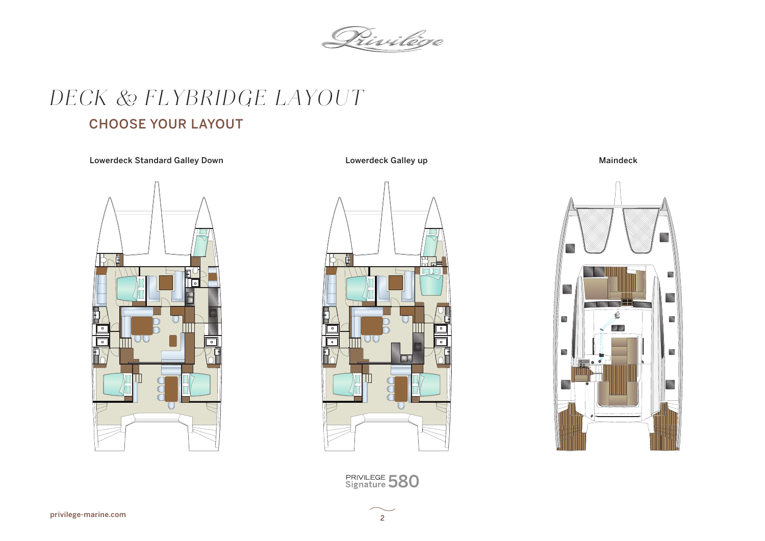# DECK & FLYBRIDGE LAYOUT

## CHOOSE YOUR LAYOUT

Lowerdeck Standard Galley Down

Lowerdeck Galley up

Maindeck

PRIVILEGE Signature 580

privilege-marine.com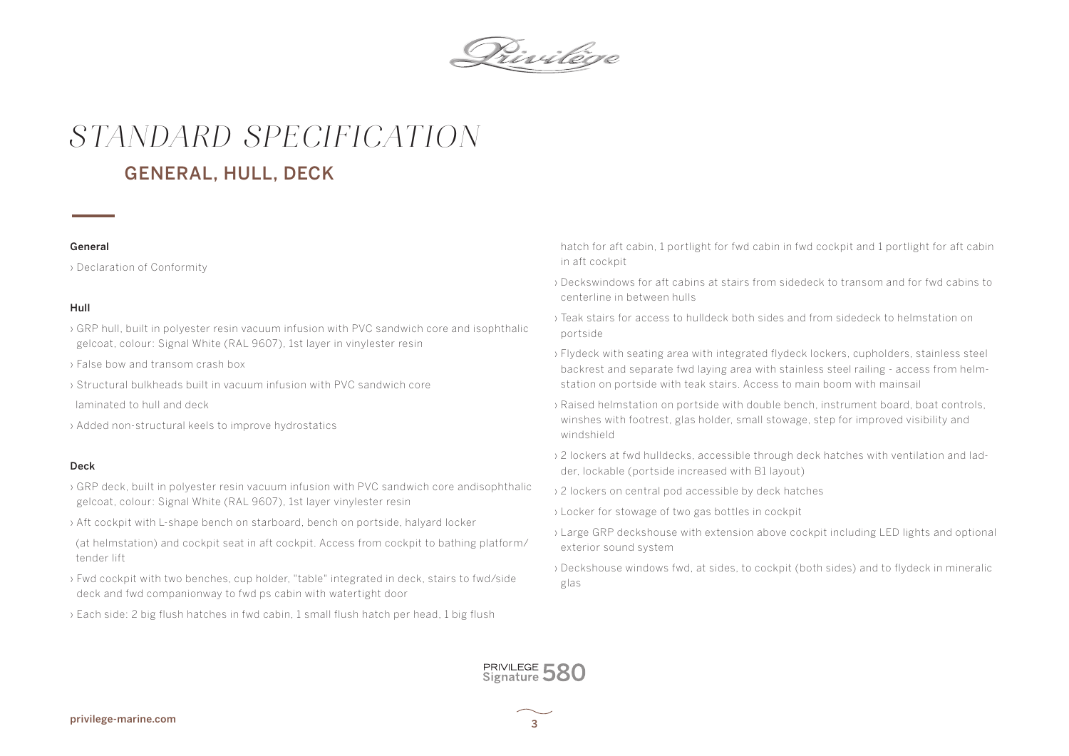# *STANDARD SPECIFICATION*

## GENERAL, HULL, DECK

**General**

› Declaration of Conformity

**Hull**

› GRP hull, built in polyester resin vacuum infusion with PVC sandwich core and isophthalic gelcoat, colour: Signal White (RAL 9607), 1st layer in vinylester resin

› False bow and transom crash box

› Structural bulkheads built in vacuum infusion with PVC sandwich core

laminated to hull and deck

› Added non-structural keels to improve hydrostatics

**Deck**

› GRP deck, built in polyester resin vacuum infusion with PVC sandwich core andisophthalic gelcoat, colour: Signal White (RAL 9607), 1st layer vinylester resin

› Aft cockpit with L-shape bench on starboard, bench on portside, halyard locker

(at helmstation) and cockpit seat in aft cockpit. Access from cockpit to bathing platform/ tender lift

› Fwd cockpit with two benches, cup holder, "table" integrated in deck, stairs to fwd/side deck and fwd companionway to fwd ps cabin with watertight door

› Each side: 2 big flush hatches in fwd cabin, 1 small flush hatch per head, 1 big flush hatch for aft cabin, 1 portlight for fwd cabin in fwd cockpit and 1 portlight for aft cabin in aft cockpit

› Deckswindows for aft cabins at stairs from sidedeck to transom and for fwd cabins to centerline in between hulls

› Teak stairs for access to hulldeck both sides and from sidedeck to helmstation on portside

› Flydeck with seating area with integrated flydeck lockers, cupholders, stainless steel backrest and separate fwd laying area with stainless steel railing - access from helmstation on portside with teak stairs. Access to main boom with mainsail

› Raised helmstation on portside with double bench, instrument board, boat controls, winshes with footrest, glas holder, small stowage, step for improved visibility and windshield

› 2 lockers at fwd hulldecks, accessible through deck hatches with ventilation and ladder, lockable (portside increased with B1 layout)

› 2 lockers on central pod accessible by deck hatches

› Locker for stowage of two gas bottles in cockpit

› Large GRP deckshouse with extension above cockpit including LED lights and optional exterior sound system

› Deckshouse windows fwd, at sides, to cockpit (both sides) and to flydeck in mineralic glas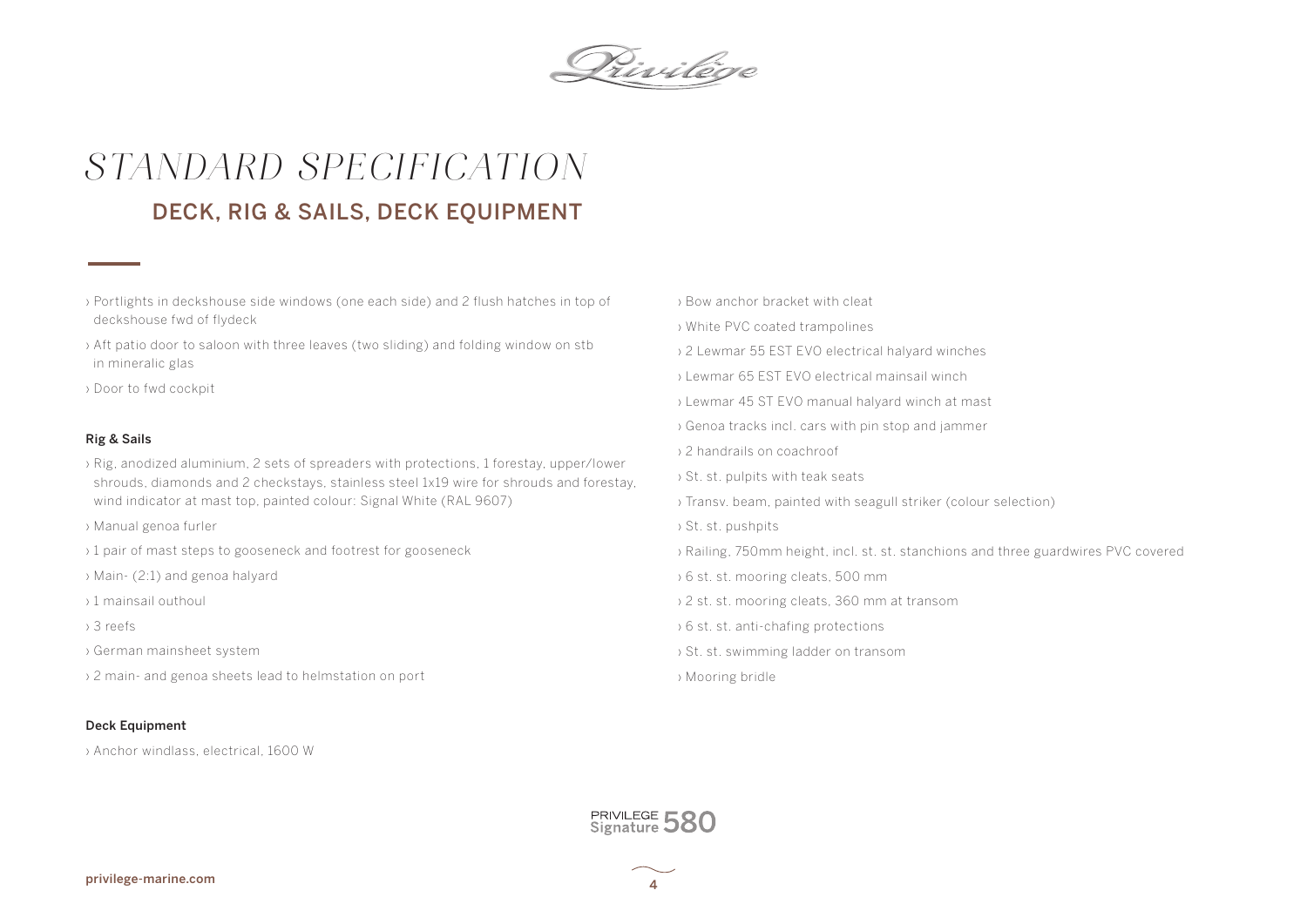# STANDARD SPECIFICATION

## DECK, RIG & SAILS, DECK EQUIPMENT

› Portlights in deckshouse side windows (one each side) and 2 flush hatches in top of deckshouse fwd of flydeck

› Aft patio door to saloon with three leaves (two sliding) and folding window on stb in mineralic glas

› Door to fwd cockpit

### Rig & Sails

› Rig, anodized aluminium, 2 sets of spreaders with protections, 1 forestay, upper/lower shrouds, diamonds and 2 checkstays, stainless steel 1x19 wire for shrouds and forestay, wind indicator at mast top, painted colour: Signal White (RAL 9607)

› Manual genoa furler

› 1 pair of mast steps to gooseneck and footrest for gooseneck

› Main- (2:1) and genoa halyard

› 1 mainsail outhoul

› 3 reefs

› German mainsheet system

› 2 main- and genoa sheets lead to helmstation on port

### Deck Equipment

› Anchor windlass, electrical, 1600 W

› Bow anchor bracket with cleat

› White PVC coated trampolines

› 2 Lewmar 55 EST EVO electrical halyard winches

› Lewmar 65 EST EVO electrical mainsail winch

› Lewmar 45 ST EVO manual halyard winch at mast

› Genoa tracks incl. cars with pin stop and jammer

› 2 handrails on coachroof

› St. st. pulpits with teak seats

› Transv. beam, painted with seagull striker (colour selection)

› St. st. pushpits

› Railing, 750mm height, incl. st. st. stanchions and three guardwires PVC covered

› 6 st. st. mooring cleats, 500 mm

› 2 st. st. mooring cleats, 360 mm at transom

› 6 st. st. anti-chafing protections

› St. st. swimming ladder on transom

› Mooring bridle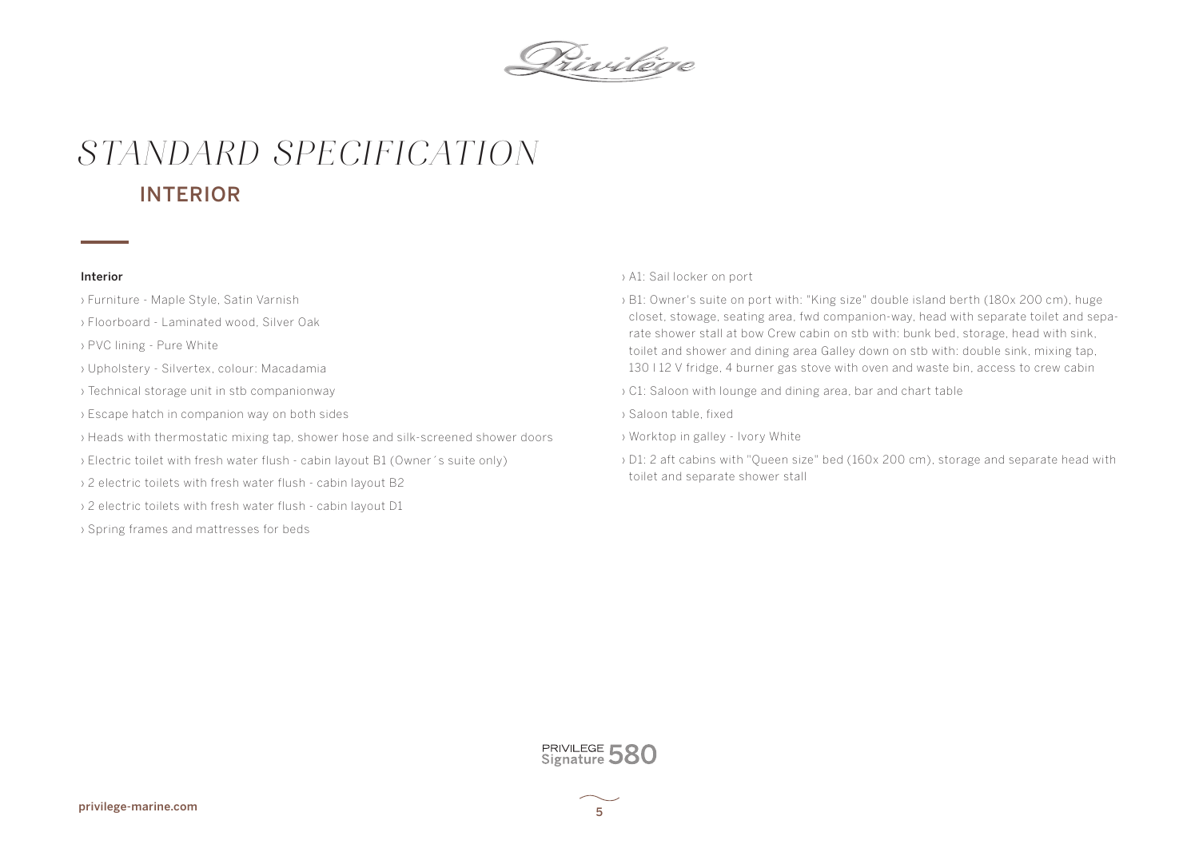# STANDARD SPECIFICATION

## INTERIOR

### Interior

- › Furniture - Maple Style, Satin Varnish
- › Floorboard - Laminated wood, Silver Oak
- › PVC lining - Pure White
- › Upholstery - Silvertex, colour: Macadamia
- › Technical storage unit in stb companionway
- › Escape hatch in companion way on both sides
- › Heads with thermostatic mixing tap, shower hose and silk-screened shower doors
- › Electric toilet with fresh water flush - cabin layout B1 (Owner´s suite only)
- › 2 electric toilets with fresh water flush - cabin layout B2
- › 2 electric toilets with fresh water flush - cabin layout D1
- › Spring frames and mattresses for beds
- › A1: Sail locker on port
- › B1: Owner's suite on port with: "King size" double island berth (180x 200 cm), huge closet, stowage, seating area, fwd companion-way, head with separate toilet and separate shower stall at bow Crew cabin on stb with: bunk bed, storage, head with sink, toilet and shower and dining area Galley down on stb with: double sink, mixing tap, 130 l 12 V fridge, 4 burner gas stove with oven and waste bin, access to crew cabin
- › C1: Saloon with lounge and dining area, bar and chart table
- › Saloon table, fixed
- › Worktop in galley - Ivory White
- › D1: 2 aft cabins with "Queen size" bed (160x 200 cm), storage and separate head with toilet and separate shower stall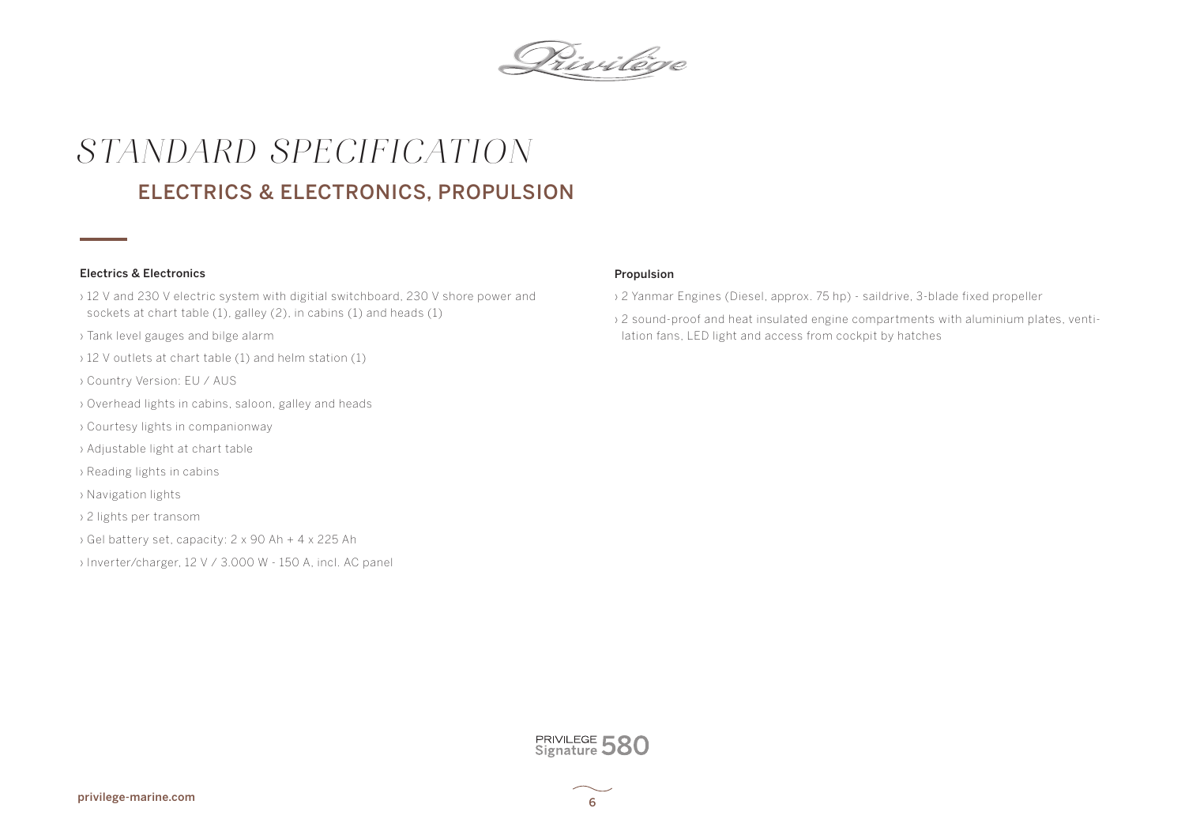# *STANDARD SPECIFICATION*

## ELECTRICS & ELECTRONICS, PROPULSION

### Electrics & Electronics

› 12 V and 230 V electric system with digitial switchboard, 230 V shore power and sockets at chart table (1), galley (2), in cabins (1) and heads (1)

› Tank level gauges and bilge alarm

› 12 V outlets at chart table (1) and helm station (1)

› Country Version: EU / AUS

› Overhead lights in cabins, saloon, galley and heads

› Courtesy lights in companionway

› Adjustable light at chart table

› Reading lights in cabins

› Navigation lights

› 2 lights per transom

› Gel battery set, capacity: 2 x 90 Ah + 4 x 225 Ah

› Inverter/charger, 12 V / 3.000 W - 150 A, incl. AC panel

### Propulsion

› 2 Yanmar Engines (Diesel, approx. 75 hp) - saildrive, 3-blade fixed propeller

› 2 sound-proof and heat insulated engine compartments with aluminium plates, ventilation fans, LED light and access from cockpit by hatches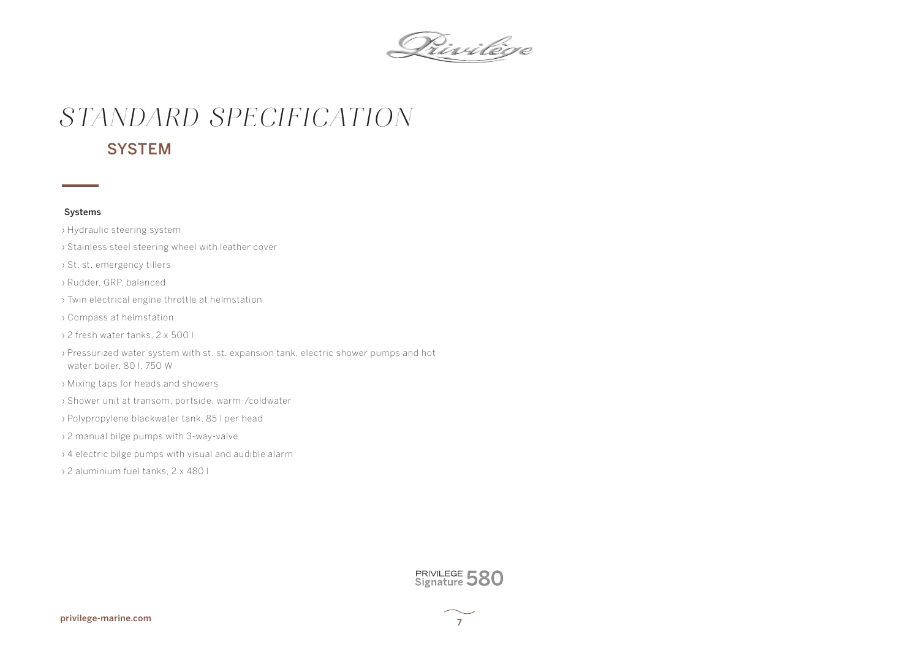# STANDARD SPECIFICATION

## SYSTEM

**Systems**

- › Hydraulic steering system
- › Stainless steel steering wheel with leather cover
- › St. st. emergency tillers
- › Rudder, GRP, balanced
- › Twin electrical engine throttle at helmstation
- › Compass at helmstation
- › 2 fresh water tanks, 2 x 500 l
- › Pressurized water system with st. st. expansion tank, electric shower pumps and hot water boiler, 80 l, 750 W
- › Mixing taps for heads and showers
- › Shower unit at transom, portside, warm-/coldwater
- › Polypropylene blackwater tank, 85 l per head
- › 2 manual bilge pumps with 3-way-valve
- › 4 electric bilge pumps with visual and audible alarm
- › 2 aluminium fuel tanks, 2 x 480 l